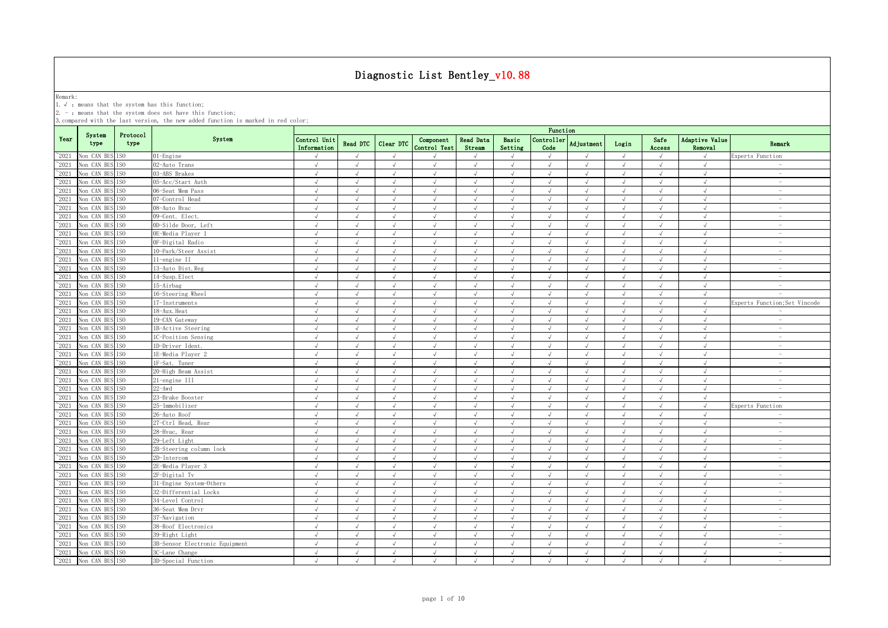# Diagnostic List Bentley_v10.88

Remark:
1. √ : means that the system has this function;
2. - : means that the system does not have this function;
3. compared with the last version, the new added function is marked in red color;

| Year | System type | Protocol type | System | Control Unit Information | Read DTC | Clear DTC | Component Control Test | Read Data Stream | Basic Setting | Controller Code | Adjustment | Login | Safe Access | Adaptive Value Removal | Remark |
|---|---|---|---|---|---|---|---|---|---|---|---|---|---|---|---|
| ~2021 | Non CAN BUS | ISO | 01-Engine | √ | √ | √ | √ | √ | √ | √ | √ | √ | √ | √ | Experts Function |
| ~2021 | Non CAN BUS | ISO | 02-Auto Trans | √ | √ | √ | √ | √ | √ | √ | √ | √ | √ | √ | - |
| ~2021 | Non CAN BUS | ISO | 03-ABS Brakes | √ | √ | √ | √ | √ | √ | √ | √ | √ | √ | √ | - |
| ~2021 | Non CAN BUS | ISO | 05-Acc/Start Auth | √ | √ | √ | √ | √ | √ | √ | √ | √ | √ | √ | - |
| ~2021 | Non CAN BUS | ISO | 06-Seat Mem Pass | √ | √ | √ | √ | √ | √ | √ | √ | √ | √ | √ | - |
| ~2021 | Non CAN BUS | ISO | 07-Control Head | √ | √ | √ | √ | √ | √ | √ | √ | √ | √ | √ | - |
| ~2021 | Non CAN BUS | ISO | 08-Auto Hvac | √ | √ | √ | √ | √ | √ | √ | √ | √ | √ | √ | - |
| ~2021 | Non CAN BUS | ISO | 09-Cent. Elect. | √ | √ | √ | √ | √ | √ | √ | √ | √ | √ | √ | - |
| ~2021 | Non CAN BUS | ISO | 0D-Silde Door, Left | √ | √ | √ | √ | √ | √ | √ | √ | √ | √ | √ | - |
| ~2021 | Non CAN BUS | ISO | 0E-Media Player 1 | √ | √ | √ | √ | √ | √ | √ | √ | √ | √ | √ | - |
| ~2021 | Non CAN BUS | ISO | 0F-Digital Radio | √ | √ | √ | √ | √ | √ | √ | √ | √ | √ | √ | - |
| ~2021 | Non CAN BUS | ISO | 10-Park/Steer Assist | √ | √ | √ | √ | √ | √ | √ | √ | √ | √ | √ | - |
| ~2021 | Non CAN BUS | ISO | 11-engine II | √ | √ | √ | √ | √ | √ | √ | √ | √ | √ | √ | - |
| ~2021 | Non CAN BUS | ISO | 13-Auto Dist.Reg | √ | √ | √ | √ | √ | √ | √ | √ | √ | √ | √ | - |
| ~2021 | Non CAN BUS | ISO | 14-Susp.Elect | √ | √ | √ | √ | √ | √ | √ | √ | √ | √ | √ | - |
| ~2021 | Non CAN BUS | ISO | 15-Airbag | √ | √ | √ | √ | √ | √ | √ | √ | √ | √ | √ | - |
| ~2021 | Non CAN BUS | ISO | 16-Steering Wheel | √ | √ | √ | √ | √ | √ | √ | √ | √ | √ | √ | - |
| ~2021 | Non CAN BUS | ISO | 17-Instruments | √ | √ | √ | √ | √ | √ | √ | √ | √ | √ | √ | Experts Function;Set Vincode |
| ~2021 | Non CAN BUS | ISO | 18-Aux.Heat | √ | √ | √ | √ | √ | √ | √ | √ | √ | √ | √ | - |
| ~2021 | Non CAN BUS | ISO | 19-CAN Gateway | √ | √ | √ | √ | √ | √ | √ | √ | √ | √ | √ | - |
| ~2021 | Non CAN BUS | ISO | 1B-Active Steering | √ | √ | √ | √ | √ | √ | √ | √ | √ | √ | √ | - |
| ~2021 | Non CAN BUS | ISO | 1C-Position Sensing | √ | √ | √ | √ | √ | √ | √ | √ | √ | √ | √ | - |
| ~2021 | Non CAN BUS | ISO | 1D-Driver Ident. | √ | √ | √ | √ | √ | √ | √ | √ | √ | √ | √ | - |
| ~2021 | Non CAN BUS | ISO | 1E-Media Player 2 | √ | √ | √ | √ | √ | √ | √ | √ | √ | √ | √ | - |
| ~2021 | Non CAN BUS | ISO | 1F-Sat. Tuner | √ | √ | √ | √ | √ | √ | √ | √ | √ | √ | √ | - |
| ~2021 | Non CAN BUS | ISO | 20-High Beam Assist | √ | √ | √ | √ | √ | √ | √ | √ | √ | √ | √ | - |
| ~2021 | Non CAN BUS | ISO | 21-engine III | √ | √ | √ | √ | √ | √ | √ | √ | √ | √ | √ | - |
| ~2021 | Non CAN BUS | ISO | 22-Awd | √ | √ | √ | √ | √ | √ | √ | √ | √ | √ | √ | - |
| ~2021 | Non CAN BUS | ISO | 23-Brake Booster | √ | √ | √ | √ | √ | √ | √ | √ | √ | √ | √ | - |
| ~2021 | Non CAN BUS | ISO | 25-Immobilizer | √ | √ | √ | √ | √ | √ | √ | √ | √ | √ | √ | Experts Function |
| ~2021 | Non CAN BUS | ISO | 26-Auto Roof | √ | √ | √ | √ | √ | √ | √ | √ | √ | √ | √ | - |
| ~2021 | Non CAN BUS | ISO | 27-Ctrl Head, Rear | √ | √ | √ | √ | √ | √ | √ | √ | √ | √ | √ | - |
| ~2021 | Non CAN BUS | ISO | 28-Hvac, Rear | √ | √ | √ | √ | √ | √ | √ | √ | √ | √ | √ | - |
| ~2021 | Non CAN BUS | ISO | 29-Left Light | √ | √ | √ | √ | √ | √ | √ | √ | √ | √ | √ | - |
| ~2021 | Non CAN BUS | ISO | 2B-Steering column lock | √ | √ | √ | √ | √ | √ | √ | √ | √ | √ | √ | - |
| ~2021 | Non CAN BUS | ISO | 2D-Intercom | √ | √ | √ | √ | √ | √ | √ | √ | √ | √ | √ | - |
| ~2021 | Non CAN BUS | ISO | 2E-Media Player 3 | √ | √ | √ | √ | √ | √ | √ | √ | √ | √ | √ | - |
| ~2021 | Non CAN BUS | ISO | 2F-Digital Tv | √ | √ | √ | √ | √ | √ | √ | √ | √ | √ | √ | - |
| ~2021 | Non CAN BUS | ISO | 31-Engine System-Others | √ | √ | √ | √ | √ | √ | √ | √ | √ | √ | √ | - |
| ~2021 | Non CAN BUS | ISO | 32-Differential Locks | √ | √ | √ | √ | √ | √ | √ | √ | √ | √ | √ | - |
| ~2021 | Non CAN BUS | ISO | 34-Level Control | √ | √ | √ | √ | √ | √ | √ | √ | √ | √ | √ | - |
| ~2021 | Non CAN BUS | ISO | 36-Seat Mem Drvr | √ | √ | √ | √ | √ | √ | √ | √ | √ | √ | √ | - |
| ~2021 | Non CAN BUS | ISO | 37-Navigation | √ | √ | √ | √ | √ | √ | √ | √ | √ | √ | √ | - |
| ~2021 | Non CAN BUS | ISO | 38-Roof Electronics | √ | √ | √ | √ | √ | √ | √ | √ | √ | √ | √ | - |
| ~2021 | Non CAN BUS | ISO | 39-Right Light | √ | √ | √ | √ | √ | √ | √ | √ | √ | √ | √ | - |
| ~2021 | Non CAN BUS | ISO | 3B-Sensor Electronic Equipment | √ | √ | √ | √ | √ | √ | √ | √ | √ | √ | √ | - |
| ~2021 | Non CAN BUS | ISO | 3C-Lane Change | √ | √ | √ | √ | √ | √ | √ | √ | √ | √ | √ | - |
| ~2021 | Non CAN BUS | ISO | 3D-Special Function | √ | √ | √ | √ | √ | √ | √ | √ | √ | √ | √ | - |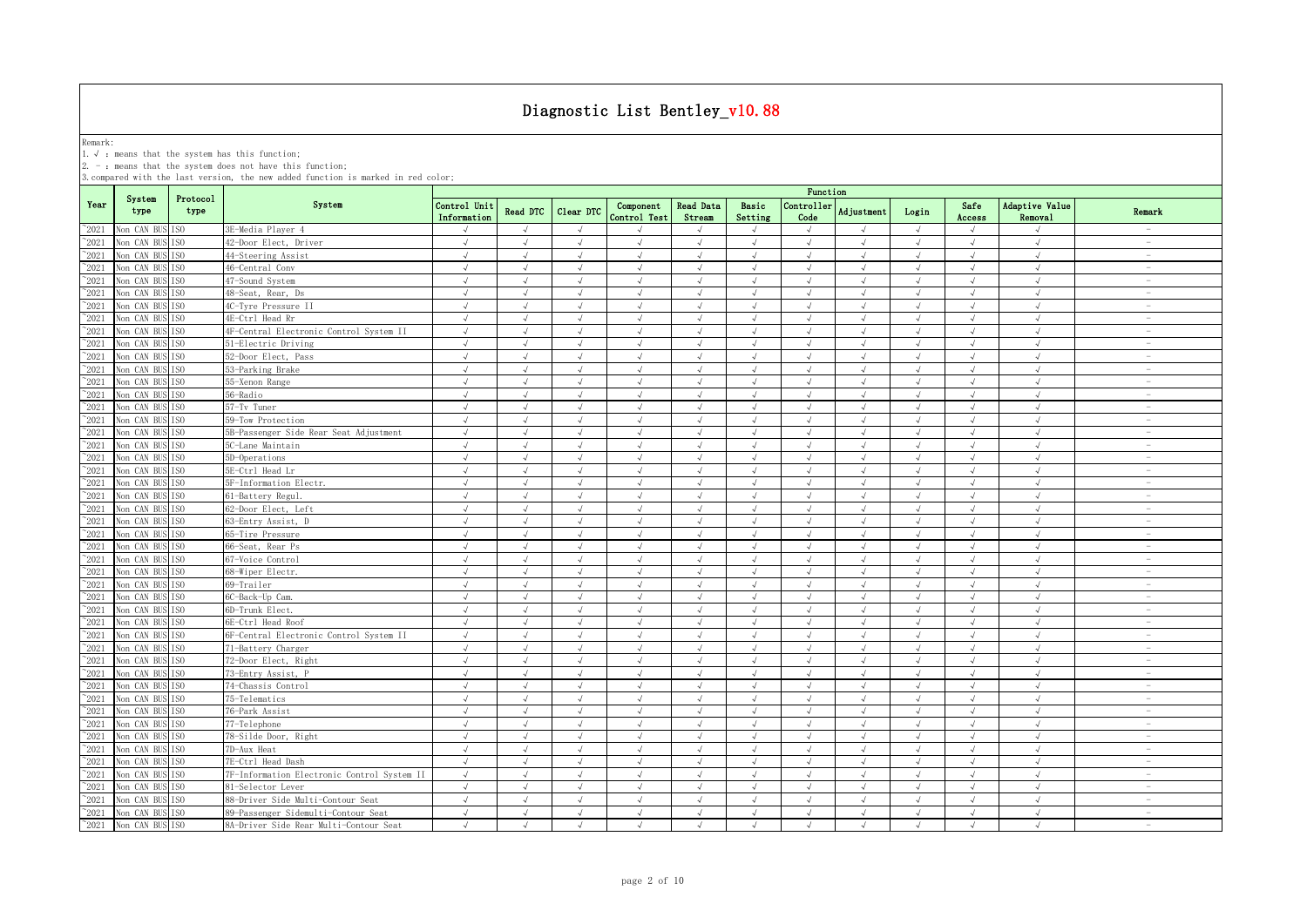# Diagnostic List Bentley_v10.88

Remark:
1. √ : means that the system has this function;
2. - : means that the system does not have this function;
3. compared with the last version, the new added function is marked in red color;

| Year | System type | Protocol type | System | Function | | | | | | | | | | | |
|---|---|---|---|---|---|---|---|---|---|---|---|---|---|---|---|
| | | | | Control Unit Information | Read DTC | Clear DTC | Component Control Test | Read Data Stream | Basic Setting | Controller Code | Adjustment | Login | Safe Access | Adaptive Value Removal | Remark |
| ~2021 | Non CAN BUS | ISO | 3E-Media Player 4 | √ | √ | √ | √ | √ | √ | √ | √ | √ | √ | √ | - |
| ~2021 | Non CAN BUS | ISO | 42-Door Elect, Driver | √ | √ | √ | √ | √ | √ | √ | √ | √ | √ | √ | - |
| ~2021 | Non CAN BUS | ISO | 44-Steering Assist | √ | √ | √ | √ | √ | √ | √ | √ | √ | √ | √ | - |
| ~2021 | Non CAN BUS | ISO | 46-Central Conv | √ | √ | √ | √ | √ | √ | √ | √ | √ | √ | √ | - |
| ~2021 | Non CAN BUS | ISO | 47-Sound System | √ | √ | √ | √ | √ | √ | √ | √ | √ | √ | √ | - |
| ~2021 | Non CAN BUS | ISO | 48-Seat, Rear, Ds | √ | √ | √ | √ | √ | √ | √ | √ | √ | √ | √ | - |
| ~2021 | Non CAN BUS | ISO | 4C-Tyre Pressure II | √ | √ | √ | √ | √ | √ | √ | √ | √ | √ | √ | - |
| ~2021 | Non CAN BUS | ISO | 4E-Ctrl Head Rr | √ | √ | √ | √ | √ | √ | √ | √ | √ | √ | √ | - |
| ~2021 | Non CAN BUS | ISO | 4F-Central Electronic Control System II | √ | √ | √ | √ | √ | √ | √ | √ | √ | √ | √ | - |
| ~2021 | Non CAN BUS | ISO | 51-Electric Driving | √ | √ | √ | √ | √ | √ | √ | √ | √ | √ | √ | - |
| ~2021 | Non CAN BUS | ISO | 52-Door Elect, Pass | √ | √ | √ | √ | √ | √ | √ | √ | √ | √ | √ | - |
| ~2021 | Non CAN BUS | ISO | 53-Parking Brake | √ | √ | √ | √ | √ | √ | √ | √ | √ | √ | √ | - |
| ~2021 | Non CAN BUS | ISO | 55-Xenon Range | √ | √ | √ | √ | √ | √ | √ | √ | √ | √ | √ | - |
| ~2021 | Non CAN BUS | ISO | 56-Radio | √ | √ | √ | √ | √ | √ | √ | √ | √ | √ | √ | - |
| ~2021 | Non CAN BUS | ISO | 57-Tv Tuner | √ | √ | √ | √ | √ | √ | √ | √ | √ | √ | √ | - |
| ~2021 | Non CAN BUS | ISO | 59-Tow Protection | √ | √ | √ | √ | √ | √ | √ | √ | √ | √ | √ | - |
| ~2021 | Non CAN BUS | ISO | 5B-Passenger Side Rear Seat Adjustment | √ | √ | √ | √ | √ | √ | √ | √ | √ | √ | √ | - |
| ~2021 | Non CAN BUS | ISO | 5C-Lane Maintain | √ | √ | √ | √ | √ | √ | √ | √ | √ | √ | √ | - |
| ~2021 | Non CAN BUS | ISO | 5D-Operations | √ | √ | √ | √ | √ | √ | √ | √ | √ | √ | √ | - |
| ~2021 | Non CAN BUS | ISO | 5E-Ctrl Head Lr | √ | √ | √ | √ | √ | √ | √ | √ | √ | √ | √ | - |
| ~2021 | Non CAN BUS | ISO | 5F-Information Electr. | √ | √ | √ | √ | √ | √ | √ | √ | √ | √ | √ | - |
| ~2021 | Non CAN BUS | ISO | 61-Battery Regul. | √ | √ | √ | √ | √ | √ | √ | √ | √ | √ | √ | - |
| ~2021 | Non CAN BUS | ISO | 62-Door Elect, Left | √ | √ | √ | √ | √ | √ | √ | √ | √ | √ | √ | - |
| ~2021 | Non CAN BUS | ISO | 63-Entry Assist, D | √ | √ | √ | √ | √ | √ | √ | √ | √ | √ | √ | - |
| ~2021 | Non CAN BUS | ISO | 65-Tire Pressure | √ | √ | √ | √ | √ | √ | √ | √ | √ | √ | √ | - |
| ~2021 | Non CAN BUS | ISO | 66-Seat, Rear Ps | √ | √ | √ | √ | √ | √ | √ | √ | √ | √ | √ | - |
| ~2021 | Non CAN BUS | ISO | 67-Voice Control | √ | √ | √ | √ | √ | √ | √ | √ | √ | √ | √ | - |
| ~2021 | Non CAN BUS | ISO | 68-Wiper Electr. | √ | √ | √ | √ | √ | √ | √ | √ | √ | √ | √ | - |
| ~2021 | Non CAN BUS | ISO | 69-Trailer | √ | √ | √ | √ | √ | √ | √ | √ | √ | √ | √ | - |
| ~2021 | Non CAN BUS | ISO | 6C-Back-Up Cam. | √ | √ | √ | √ | √ | √ | √ | √ | √ | √ | √ | - |
| ~2021 | Non CAN BUS | ISO | 6D-Trunk Elect. | √ | √ | √ | √ | √ | √ | √ | √ | √ | √ | √ | - |
| ~2021 | Non CAN BUS | ISO | 6E-Ctrl Head Roof | √ | √ | √ | √ | √ | √ | √ | √ | √ | √ | √ | - |
| ~2021 | Non CAN BUS | ISO | 6F-Central Electronic Control System II | √ | √ | √ | √ | √ | √ | √ | √ | √ | √ | √ | - |
| ~2021 | Non CAN BUS | ISO | 71-Battery Charger | √ | √ | √ | √ | √ | √ | √ | √ | √ | √ | √ | - |
| ~2021 | Non CAN BUS | ISO | 72-Door Elect, Right | √ | √ | √ | √ | √ | √ | √ | √ | √ | √ | √ | - |
| ~2021 | Non CAN BUS | ISO | 73-Entry Assist, P | √ | √ | √ | √ | √ | √ | √ | √ | √ | √ | √ | - |
| ~2021 | Non CAN BUS | ISO | 74-Chassis Control | √ | √ | √ | √ | √ | √ | √ | √ | √ | √ | √ | - |
| ~2021 | Non CAN BUS | ISO | 75-Telematics | √ | √ | √ | √ | √ | √ | √ | √ | √ | √ | √ | - |
| ~2021 | Non CAN BUS | ISO | 76-Park Assist | √ | √ | √ | √ | √ | √ | √ | √ | √ | √ | √ | - |
| ~2021 | Non CAN BUS | ISO | 77-Telephone | √ | √ | √ | √ | √ | √ | √ | √ | √ | √ | √ | - |
| ~2021 | Non CAN BUS | ISO | 78-Silde Door, Right | √ | √ | √ | √ | √ | √ | √ | √ | √ | √ | √ | - |
| ~2021 | Non CAN BUS | ISO | 7D-Aux Heat | √ | √ | √ | √ | √ | √ | √ | √ | √ | √ | √ | - |
| ~2021 | Non CAN BUS | ISO | 7E-Ctrl Head Dash | √ | √ | √ | √ | √ | √ | √ | √ | √ | √ | √ | - |
| ~2021 | Non CAN BUS | ISO | 7F-Information Electronic Control System II | √ | √ | √ | √ | √ | √ | √ | √ | √ | √ | √ | - |
| ~2021 | Non CAN BUS | ISO | 81-Selector Lever | √ | √ | √ | √ | √ | √ | √ | √ | √ | √ | √ | - |
| ~2021 | Non CAN BUS | ISO | 88-Driver Side Multi-Contour Seat | √ | √ | √ | √ | √ | √ | √ | √ | √ | √ | √ | - |
| ~2021 | Non CAN BUS | ISO | 89-Passenger Sidemulti-Contour Seat | √ | √ | √ | √ | √ | √ | √ | √ | √ | √ | √ | - |
| ~2021 | Non CAN BUS | ISO | 8A-Driver Side Rear Multi-Contour Seat | √ | √ | √ | √ | √ | √ | √ | √ | √ | √ | √ | - |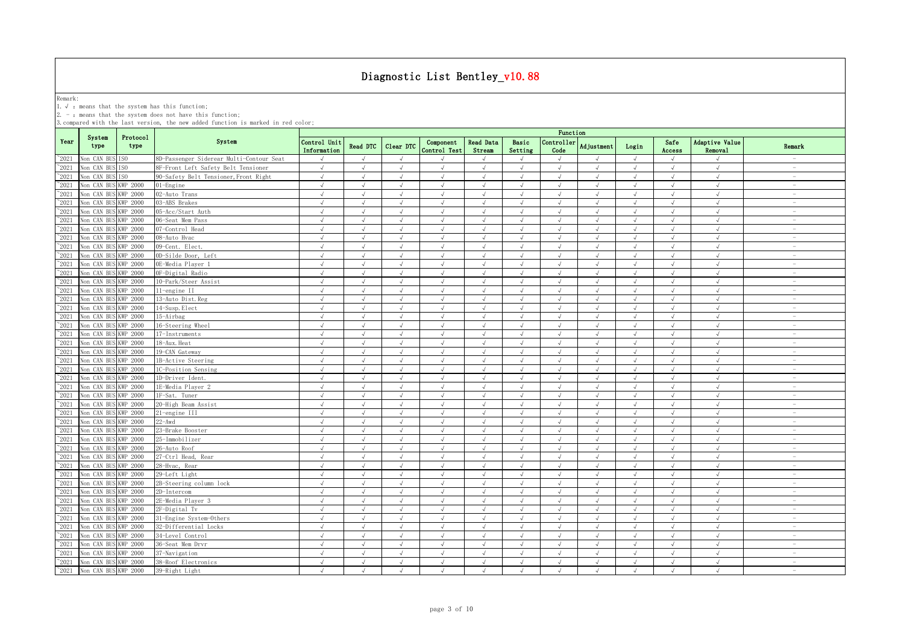# Diagnostic List Bentley_v10.88

Remark:
1. √ : means that the system has this function;
2. - : means that the system does not have this function;
3. compared with the last version, the new added function is marked in red color;

| Year | System type | Protocol type | System | Function | | | | | | | | | | | |
|---|---|---|---|---|---|---|---|---|---|---|---|---|---|---|---|
| | | | | Control Unit Information | Read DTC | Clear DTC | Component Control Test | Read Data Stream | Basic Setting | Controller Code | Adjustment | Login | Safe Access | Adaptive Value Removal | Remark |
| ~2021 | Non CAN BUS | ISO | 8D-Passenger Siderear Multi-Contour Seat | √ | √ | √ | √ | √ | √ | √ | √ | √ | √ | √ | - |
| ~2021 | Non CAN BUS | ISO | 8F-Front Left Safety Belt Tensioner | √ | √ | √ | √ | √ | √ | √ | √ | √ | √ | √ | - |
| ~2021 | Non CAN BUS | ISO | 90-Safety Belt Tensioner,Front Right | √ | √ | √ | √ | √ | √ | √ | √ | √ | √ | √ | - |
| ~2021 | Non CAN BUS | KWP 2000 | 01-Engine | √ | √ | √ | √ | √ | √ | √ | √ | √ | √ | √ | - |
| ~2021 | Non CAN BUS | KWP 2000 | 02-Auto Trans | √ | √ | √ | √ | √ | √ | √ | √ | √ | √ | √ | - |
| ~2021 | Non CAN BUS | KWP 2000 | 03-ABS Brakes | √ | √ | √ | √ | √ | √ | √ | √ | √ | √ | √ | - |
| ~2021 | Non CAN BUS | KWP 2000 | 05-Acc/Start Auth | √ | √ | √ | √ | √ | √ | √ | √ | √ | √ | √ | - |
| ~2021 | Non CAN BUS | KWP 2000 | 06-Seat Mem Pass | √ | √ | √ | √ | √ | √ | √ | √ | √ | √ | √ | - |
| ~2021 | Non CAN BUS | KWP 2000 | 07-Control Head | √ | √ | √ | √ | √ | √ | √ | √ | √ | √ | √ | - |
| ~2021 | Non CAN BUS | KWP 2000 | 08-Auto Hvac | √ | √ | √ | √ | √ | √ | √ | √ | √ | √ | √ | - |
| ~2021 | Non CAN BUS | KWP 2000 | 09-Cent. Elect. | √ | √ | √ | √ | √ | √ | √ | √ | √ | √ | √ | - |
| ~2021 | Non CAN BUS | KWP 2000 | 0D-Silde Door, Left | √ | √ | √ | √ | √ | √ | √ | √ | √ | √ | √ | - |
| ~2021 | Non CAN BUS | KWP 2000 | 0E-Media Player 1 | √ | √ | √ | √ | √ | √ | √ | √ | √ | √ | √ | - |
| ~2021 | Non CAN BUS | KWP 2000 | 0F-Digital Radio | √ | √ | √ | √ | √ | √ | √ | √ | √ | √ | √ | - |
| ~2021 | Non CAN BUS | KWP 2000 | 10-Park/Steer Assist | √ | √ | √ | √ | √ | √ | √ | √ | √ | √ | √ | - |
| ~2021 | Non CAN BUS | KWP 2000 | 11-engine II | √ | √ | √ | √ | √ | √ | √ | √ | √ | √ | √ | - |
| ~2021 | Non CAN BUS | KWP 2000 | 13-Auto Dist.Reg | √ | √ | √ | √ | √ | √ | √ | √ | √ | √ | √ | - |
| ~2021 | Non CAN BUS | KWP 2000 | 14-Susp.Elect | √ | √ | √ | √ | √ | √ | √ | √ | √ | √ | √ | - |
| ~2021 | Non CAN BUS | KWP 2000 | 15-Airbag | √ | √ | √ | √ | √ | √ | √ | √ | √ | √ | √ | - |
| ~2021 | Non CAN BUS | KWP 2000 | 16-Steering Wheel | √ | √ | √ | √ | √ | √ | √ | √ | √ | √ | √ | - |
| ~2021 | Non CAN BUS | KWP 2000 | 17-Instruments | √ | √ | √ | √ | √ | √ | √ | √ | √ | √ | √ | - |
| ~2021 | Non CAN BUS | KWP 2000 | 18-Aux.Heat | √ | √ | √ | √ | √ | √ | √ | √ | √ | √ | √ | - |
| ~2021 | Non CAN BUS | KWP 2000 | 19-CAN Gateway | √ | √ | √ | √ | √ | √ | √ | √ | √ | √ | √ | - |
| ~2021 | Non CAN BUS | KWP 2000 | 1B-Active Steering | √ | √ | √ | √ | √ | √ | √ | √ | √ | √ | √ | - |
| ~2021 | Non CAN BUS | KWP 2000 | 1C-Position Sensing | √ | √ | √ | √ | √ | √ | √ | √ | √ | √ | √ | - |
| ~2021 | Non CAN BUS | KWP 2000 | 1D-Driver Ident. | √ | √ | √ | √ | √ | √ | √ | √ | √ | √ | √ | - |
| ~2021 | Non CAN BUS | KWP 2000 | 1E-Media Player 2 | √ | √ | √ | √ | √ | √ | √ | √ | √ | √ | √ | - |
| ~2021 | Non CAN BUS | KWP 2000 | 1F-Sat. Tuner | √ | √ | √ | √ | √ | √ | √ | √ | √ | √ | √ | - |
| ~2021 | Non CAN BUS | KWP 2000 | 20-High Beam Assist | √ | √ | √ | √ | √ | √ | √ | √ | √ | √ | √ | - |
| ~2021 | Non CAN BUS | KWP 2000 | 21-engine III | √ | √ | √ | √ | √ | √ | √ | √ | √ | √ | √ | - |
| ~2021 | Non CAN BUS | KWP 2000 | 22-Awd | √ | √ | √ | √ | √ | √ | √ | √ | √ | √ | √ | - |
| ~2021 | Non CAN BUS | KWP 2000 | 23-Brake Booster | √ | √ | √ | √ | √ | √ | √ | √ | √ | √ | √ | - |
| ~2021 | Non CAN BUS | KWP 2000 | 25-Immobilizer | √ | √ | √ | √ | √ | √ | √ | √ | √ | √ | √ | - |
| ~2021 | Non CAN BUS | KWP 2000 | 26-Auto Roof | √ | √ | √ | √ | √ | √ | √ | √ | √ | √ | √ | - |
| ~2021 | Non CAN BUS | KWP 2000 | 27-Ctrl Head, Rear | √ | √ | √ | √ | √ | √ | √ | √ | √ | √ | √ | - |
| ~2021 | Non CAN BUS | KWP 2000 | 28-Hvac, Rear | √ | √ | √ | √ | √ | √ | √ | √ | √ | √ | √ | - |
| ~2021 | Non CAN BUS | KWP 2000 | 29-Left Light | √ | √ | √ | √ | √ | √ | √ | √ | √ | √ | √ | - |
| ~2021 | Non CAN BUS | KWP 2000 | 2B-Steering column lock | √ | √ | √ | √ | √ | √ | √ | √ | √ | √ | √ | - |
| ~2021 | Non CAN BUS | KWP 2000 | 2D-Intercom | √ | √ | √ | √ | √ | √ | √ | √ | √ | √ | √ | - |
| ~2021 | Non CAN BUS | KWP 2000 | 2E-Media Player 3 | √ | √ | √ | √ | √ | √ | √ | √ | √ | √ | √ | - |
| ~2021 | Non CAN BUS | KWP 2000 | 2F-Digital Tv | √ | √ | √ | √ | √ | √ | √ | √ | √ | √ | √ | - |
| ~2021 | Non CAN BUS | KWP 2000 | 31-Engine System-Others | √ | √ | √ | √ | √ | √ | √ | √ | √ | √ | √ | - |
| ~2021 | Non CAN BUS | KWP 2000 | 32-Differential Locks | √ | √ | √ | √ | √ | √ | √ | √ | √ | √ | √ | - |
| ~2021 | Non CAN BUS | KWP 2000 | 34-Level Control | √ | √ | √ | √ | √ | √ | √ | √ | √ | √ | √ | - |
| ~2021 | Non CAN BUS | KWP 2000 | 36-Seat Mem Drvr | √ | √ | √ | √ | √ | √ | √ | √ | √ | √ | √ | - |
| ~2021 | Non CAN BUS | KWP 2000 | 37-Navigation | √ | √ | √ | √ | √ | √ | √ | √ | √ | √ | √ | - |
| ~2021 | Non CAN BUS | KWP 2000 | 38-Roof Electronics | √ | √ | √ | √ | √ | √ | √ | √ | √ | √ | √ | - |
| ~2021 | Non CAN BUS | KWP 2000 | 39-Right Light | √ | √ | √ | √ | √ | √ | √ | √ | √ | √ | √ | - |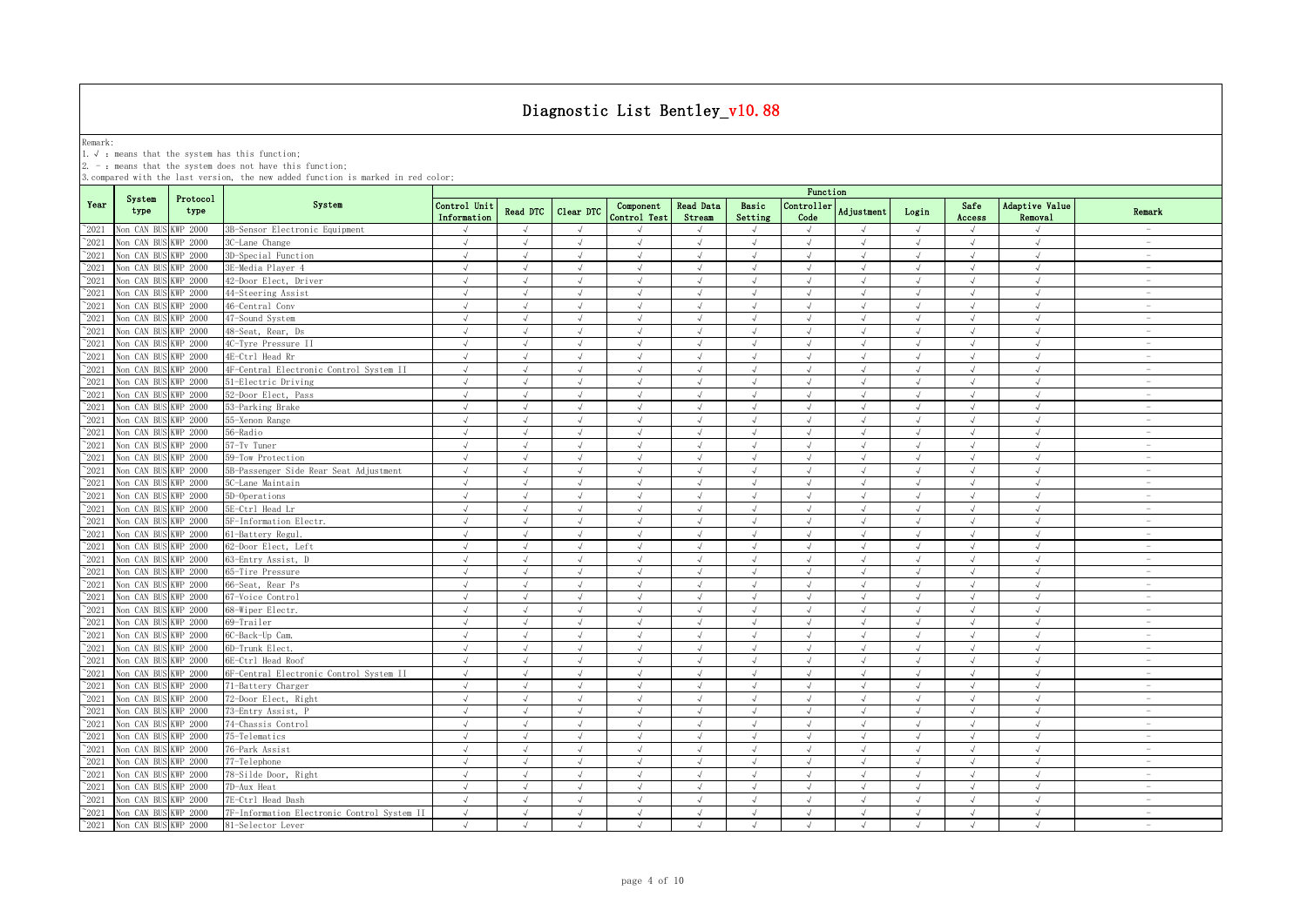# Diagnostic List Bentley_v10.88

Remark:
1. √ : means that the system has this function;
2. - : means that the system does not have this function;
3. compared with the last version, the new added function is marked in red color;

| Year | System type | Protocol type | System | Function | | | | | | | | | | | |
|---|---|---|---|---|---|---|---|---|---|---|---|---|---|---|---|
| | | | | Control Unit Information | Read DTC | Clear DTC | Component Control Test | Read Data Stream | Basic Setting | Controller Code | Adjustment | Login | Safe Access | Adaptive Value Removal | Remark |
| ~2021 | Non CAN BUS | KWP 2000 | 3B-Sensor Electronic Equipment | √ | √ | √ | √ | √ | √ | √ | √ | √ | √ | √ | - |
| ~2021 | Non CAN BUS | KWP 2000 | 3C-Lane Change | √ | √ | √ | √ | √ | √ | √ | √ | √ | √ | √ | - |
| ~2021 | Non CAN BUS | KWP 2000 | 3D-Special Function | √ | √ | √ | √ | √ | √ | √ | √ | √ | √ | √ | - |
| ~2021 | Non CAN BUS | KWP 2000 | 3E-Media Player 4 | √ | √ | √ | √ | √ | √ | √ | √ | √ | √ | √ | - |
| ~2021 | Non CAN BUS | KWP 2000 | 42-Door Elect, Driver | √ | √ | √ | √ | √ | √ | √ | √ | √ | √ | √ | - |
| ~2021 | Non CAN BUS | KWP 2000 | 44-Steering Assist | √ | √ | √ | √ | √ | √ | √ | √ | √ | √ | √ | - |
| ~2021 | Non CAN BUS | KWP 2000 | 46-Central Conv | √ | √ | √ | √ | √ | √ | √ | √ | √ | √ | √ | - |
| ~2021 | Non CAN BUS | KWP 2000 | 47-Sound System | √ | √ | √ | √ | √ | √ | √ | √ | √ | √ | √ | - |
| ~2021 | Non CAN BUS | KWP 2000 | 48-Seat, Rear, Ds | √ | √ | √ | √ | √ | √ | √ | √ | √ | √ | √ | - |
| ~2021 | Non CAN BUS | KWP 2000 | 4C-Tyre Pressure II | √ | √ | √ | √ | √ | √ | √ | √ | √ | √ | √ | - |
| ~2021 | Non CAN BUS | KWP 2000 | 4E-Ctrl Head Rr | √ | √ | √ | √ | √ | √ | √ | √ | √ | √ | √ | - |
| ~2021 | Non CAN BUS | KWP 2000 | 4F-Central Electronic Control System II | √ | √ | √ | √ | √ | √ | √ | √ | √ | √ | √ | - |
| ~2021 | Non CAN BUS | KWP 2000 | 51-Electric Driving | √ | √ | √ | √ | √ | √ | √ | √ | √ | √ | √ | - |
| ~2021 | Non CAN BUS | KWP 2000 | 52-Door Elect, Pass | √ | √ | √ | √ | √ | √ | √ | √ | √ | √ | √ | - |
| ~2021 | Non CAN BUS | KWP 2000 | 53-Parking Brake | √ | √ | √ | √ | √ | √ | √ | √ | √ | √ | √ | - |
| ~2021 | Non CAN BUS | KWP 2000 | 55-Xenon Range | √ | √ | √ | √ | √ | √ | √ | √ | √ | √ | √ | - |
| ~2021 | Non CAN BUS | KWP 2000 | 56-Radio | √ | √ | √ | √ | √ | √ | √ | √ | √ | √ | √ | - |
| ~2021 | Non CAN BUS | KWP 2000 | 57-Tv Tuner | √ | √ | √ | √ | √ | √ | √ | √ | √ | √ | √ | - |
| ~2021 | Non CAN BUS | KWP 2000 | 59-Tow Protection | √ | √ | √ | √ | √ | √ | √ | √ | √ | √ | √ | - |
| ~2021 | Non CAN BUS | KWP 2000 | 5B-Passenger Side Rear Seat Adjustment | √ | √ | √ | √ | √ | √ | √ | √ | √ | √ | √ | - |
| ~2021 | Non CAN BUS | KWP 2000 | 5C-Lane Maintain | √ | √ | √ | √ | √ | √ | √ | √ | √ | √ | √ | - |
| ~2021 | Non CAN BUS | KWP 2000 | 5D-Operations | √ | √ | √ | √ | √ | √ | √ | √ | √ | √ | √ | - |
| ~2021 | Non CAN BUS | KWP 2000 | 5E-Ctrl Head Lr | √ | √ | √ | √ | √ | √ | √ | √ | √ | √ | √ | - |
| ~2021 | Non CAN BUS | KWP 2000 | 5F-Information Electr. | √ | √ | √ | √ | √ | √ | √ | √ | √ | √ | √ | - |
| ~2021 | Non CAN BUS | KWP 2000 | 61-Battery Regul. | √ | √ | √ | √ | √ | √ | √ | √ | √ | √ | √ | - |
| ~2021 | Non CAN BUS | KWP 2000 | 62-Door Elect, Left | √ | √ | √ | √ | √ | √ | √ | √ | √ | √ | √ | - |
| ~2021 | Non CAN BUS | KWP 2000 | 63-Entry Assist, D | √ | √ | √ | √ | √ | √ | √ | √ | √ | √ | √ | - |
| ~2021 | Non CAN BUS | KWP 2000 | 65-Tire Pressure | √ | √ | √ | √ | √ | √ | √ | √ | √ | √ | √ | - |
| ~2021 | Non CAN BUS | KWP 2000 | 66-Seat, Rear Ps | √ | √ | √ | √ | √ | √ | √ | √ | √ | √ | √ | - |
| ~2021 | Non CAN BUS | KWP 2000 | 67-Voice Control | √ | √ | √ | √ | √ | √ | √ | √ | √ | √ | √ | - |
| ~2021 | Non CAN BUS | KWP 2000 | 68-Wiper Electr. | √ | √ | √ | √ | √ | √ | √ | √ | √ | √ | √ | - |
| ~2021 | Non CAN BUS | KWP 2000 | 69-Trailer | √ | √ | √ | √ | √ | √ | √ | √ | √ | √ | √ | - |
| ~2021 | Non CAN BUS | KWP 2000 | 6C-Back-Up Cam. | √ | √ | √ | √ | √ | √ | √ | √ | √ | √ | √ | - |
| ~2021 | Non CAN BUS | KWP 2000 | 6D-Trunk Elect. | √ | √ | √ | √ | √ | √ | √ | √ | √ | √ | √ | - |
| ~2021 | Non CAN BUS | KWP 2000 | 6E-Ctrl Head Roof | √ | √ | √ | √ | √ | √ | √ | √ | √ | √ | √ | - |
| ~2021 | Non CAN BUS | KWP 2000 | 6F-Central Electronic Control System II | √ | √ | √ | √ | √ | √ | √ | √ | √ | √ | √ | - |
| ~2021 | Non CAN BUS | KWP 2000 | 71-Battery Charger | √ | √ | √ | √ | √ | √ | √ | √ | √ | √ | √ | - |
| ~2021 | Non CAN BUS | KWP 2000 | 72-Door Elect, Right | √ | √ | √ | √ | √ | √ | √ | √ | √ | √ | √ | - |
| ~2021 | Non CAN BUS | KWP 2000 | 73-Entry Assist, P | √ | √ | √ | √ | √ | √ | √ | √ | √ | √ | √ | - |
| ~2021 | Non CAN BUS | KWP 2000 | 74-Chassis Control | √ | √ | √ | √ | √ | √ | √ | √ | √ | √ | √ | - |
| ~2021 | Non CAN BUS | KWP 2000 | 75-Telematics | √ | √ | √ | √ | √ | √ | √ | √ | √ | √ | √ | - |
| ~2021 | Non CAN BUS | KWP 2000 | 76-Park Assist | √ | √ | √ | √ | √ | √ | √ | √ | √ | √ | √ | - |
| ~2021 | Non CAN BUS | KWP 2000 | 77-Telephone | √ | √ | √ | √ | √ | √ | √ | √ | √ | √ | √ | - |
| ~2021 | Non CAN BUS | KWP 2000 | 78-Silde Door, Right | √ | √ | √ | √ | √ | √ | √ | √ | √ | √ | √ | - |
| ~2021 | Non CAN BUS | KWP 2000 | 7D-Aux Heat | √ | √ | √ | √ | √ | √ | √ | √ | √ | √ | √ | - |
| ~2021 | Non CAN BUS | KWP 2000 | 7E-Ctrl Head Dash | √ | √ | √ | √ | √ | √ | √ | √ | √ | √ | √ | - |
| ~2021 | Non CAN BUS | KWP 2000 | 7F-Information Electronic Control System II | √ | √ | √ | √ | √ | √ | √ | √ | √ | √ | √ | - |
| ~2021 | Non CAN BUS | KWP 2000 | 81-Selector Lever | √ | √ | √ | √ | √ | √ | √ | √ | √ | √ | √ | - |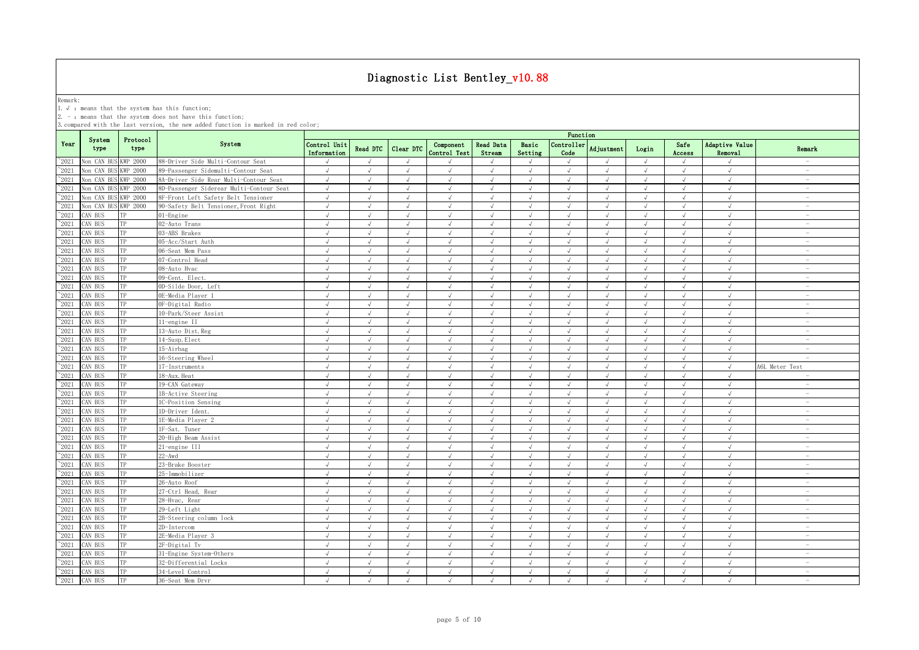# Diagnostic List Bentley_v10.88

Remark:
1. √ : means that the system has this function;
2. - : means that the system does not have this function;
3. compared with the last version, the new added function is marked in red color;

| Year | System type | Protocol type | System | Function | | | | | | | | | | | |
|---|---|---|---|---|---|---|---|---|---|---|---|---|---|---|---|
| | | | | Control Unit Information | Read DTC | Clear DTC | Component Control Test | Read Data Stream | Basic Setting | Controller Code | Adjustment | Login | Safe Access | Adaptive Value Removal | Remark |
| ~2021 | Non CAN BUS | KWP 2000 | 88-Driver Side Multi-Contour Seat | √ | √ | √ | √ | √ | √ | √ | √ | √ | √ | √ | - |
| ~2021 | Non CAN BUS | KWP 2000 | 89-Passenger Sidemulti-Contour Seat | √ | √ | √ | √ | √ | √ | √ | √ | √ | √ | √ | - |
| ~2021 | Non CAN BUS | KWP 2000 | 8A-Driver Side Rear Multi-Contour Seat | √ | √ | √ | √ | √ | √ | √ | √ | √ | √ | √ | - |
| ~2021 | Non CAN BUS | KWP 2000 | 8D-Passenger Siderear Multi-Contour Seat | √ | √ | √ | √ | √ | √ | √ | √ | √ | √ | √ | - |
| ~2021 | Non CAN BUS | KWP 2000 | 8F-Front Left Safety Belt Tensioner | √ | √ | √ | √ | √ | √ | √ | √ | √ | √ | √ | - |
| ~2021 | Non CAN BUS | KWP 2000 | 90-Safety Belt Tensioner,Front Right | √ | √ | √ | √ | √ | √ | √ | √ | √ | √ | √ | - |
| ~2021 | CAN BUS | TP | 01-Engine | √ | √ | √ | √ | √ | √ | √ | √ | √ | √ | √ | - |
| ~2021 | CAN BUS | TP | 02-Auto Trans | √ | √ | √ | √ | √ | √ | √ | √ | √ | √ | √ | - |
| ~2021 | CAN BUS | TP | 03-ABS Brakes | √ | √ | √ | √ | √ | √ | √ | √ | √ | √ | √ | - |
| ~2021 | CAN BUS | TP | 05-Acc/Start Auth | √ | √ | √ | √ | √ | √ | √ | √ | √ | √ | √ | - |
| ~2021 | CAN BUS | TP | 06-Seat Mem Pass | √ | √ | √ | √ | √ | √ | √ | √ | √ | √ | √ | - |
| ~2021 | CAN BUS | TP | 07-Control Head | √ | √ | √ | √ | √ | √ | √ | √ | √ | √ | √ | - |
| ~2021 | CAN BUS | TP | 08-Auto Hvac | √ | √ | √ | √ | √ | √ | √ | √ | √ | √ | √ | - |
| ~2021 | CAN BUS | TP | 09-Cent. Elect. | √ | √ | √ | √ | √ | √ | √ | √ | √ | √ | √ | - |
| ~2021 | CAN BUS | TP | 0D-Silde Door, Left | √ | √ | √ | √ | √ | √ | √ | √ | √ | √ | √ | - |
| ~2021 | CAN BUS | TP | 0E-Media Player 1 | √ | √ | √ | √ | √ | √ | √ | √ | √ | √ | √ | - |
| ~2021 | CAN BUS | TP | 0F-Digital Radio | √ | √ | √ | √ | √ | √ | √ | √ | √ | √ | √ | - |
| ~2021 | CAN BUS | TP | 10-Park/Steer Assist | √ | √ | √ | √ | √ | √ | √ | √ | √ | √ | √ | - |
| ~2021 | CAN BUS | TP | 11-engine II | √ | √ | √ | √ | √ | √ | √ | √ | √ | √ | √ | - |
| ~2021 | CAN BUS | TP | 13-Auto Dist.Reg | √ | √ | √ | √ | √ | √ | √ | √ | √ | √ | √ | - |
| ~2021 | CAN BUS | TP | 14-Susp.Elect | √ | √ | √ | √ | √ | √ | √ | √ | √ | √ | √ | - |
| ~2021 | CAN BUS | TP | 15-Airbag | √ | √ | √ | √ | √ | √ | √ | √ | √ | √ | √ | - |
| ~2021 | CAN BUS | TP | 16-Steering Wheel | √ | √ | √ | √ | √ | √ | √ | √ | √ | √ | √ | - |
| ~2021 | CAN BUS | TP | 17-Instruments | √ | √ | √ | √ | √ | √ | √ | √ | √ | √ | √ | A6L Meter Test |
| ~2021 | CAN BUS | TP | 18-Aux.Heat | √ | √ | √ | √ | √ | √ | √ | √ | √ | √ | √ | - |
| ~2021 | CAN BUS | TP | 19-CAN Gateway | √ | √ | √ | √ | √ | √ | √ | √ | √ | √ | √ | - |
| ~2021 | CAN BUS | TP | 1B-Active Steering | √ | √ | √ | √ | √ | √ | √ | √ | √ | √ | √ | - |
| ~2021 | CAN BUS | TP | 1C-Position Sensing | √ | √ | √ | √ | √ | √ | √ | √ | √ | √ | √ | - |
| ~2021 | CAN BUS | TP | 1D-Driver Ident. | √ | √ | √ | √ | √ | √ | √ | √ | √ | √ | √ | - |
| ~2021 | CAN BUS | TP | 1E-Media Player 2 | √ | √ | √ | √ | √ | √ | √ | √ | √ | √ | √ | - |
| ~2021 | CAN BUS | TP | 1F-Sat. Tuner | √ | √ | √ | √ | √ | √ | √ | √ | √ | √ | √ | - |
| ~2021 | CAN BUS | TP | 20-High Beam Assist | √ | √ | √ | √ | √ | √ | √ | √ | √ | √ | √ | - |
| ~2021 | CAN BUS | TP | 21-engine III | √ | √ | √ | √ | √ | √ | √ | √ | √ | √ | √ | - |
| ~2021 | CAN BUS | TP | 22-Awd | √ | √ | √ | √ | √ | √ | √ | √ | √ | √ | √ | - |
| ~2021 | CAN BUS | TP | 23-Brake Booster | √ | √ | √ | √ | √ | √ | √ | √ | √ | √ | √ | - |
| ~2021 | CAN BUS | TP | 25-Immobilizer | √ | √ | √ | √ | √ | √ | √ | √ | √ | √ | √ | - |
| ~2021 | CAN BUS | TP | 26-Auto Roof | √ | √ | √ | √ | √ | √ | √ | √ | √ | √ | √ | - |
| ~2021 | CAN BUS | TP | 27-Ctrl Head, Rear | √ | √ | √ | √ | √ | √ | √ | √ | √ | √ | √ | - |
| ~2021 | CAN BUS | TP | 28-Hvac, Rear | √ | √ | √ | √ | √ | √ | √ | √ | √ | √ | √ | - |
| ~2021 | CAN BUS | TP | 29-Left Light | √ | √ | √ | √ | √ | √ | √ | √ | √ | √ | √ | - |
| ~2021 | CAN BUS | TP | 2B-Steering column lock | √ | √ | √ | √ | √ | √ | √ | √ | √ | √ | √ | - |
| ~2021 | CAN BUS | TP | 2D-Intercom | √ | √ | √ | √ | √ | √ | √ | √ | √ | √ | √ | - |
| ~2021 | CAN BUS | TP | 2E-Media Player 3 | √ | √ | √ | √ | √ | √ | √ | √ | √ | √ | √ | - |
| ~2021 | CAN BUS | TP | 2F-Digital Tv | √ | √ | √ | √ | √ | √ | √ | √ | √ | √ | √ | - |
| ~2021 | CAN BUS | TP | 31-Engine System-Others | √ | √ | √ | √ | √ | √ | √ | √ | √ | √ | √ | - |
| ~2021 | CAN BUS | TP | 32-Differential Locks | √ | √ | √ | √ | √ | √ | √ | √ | √ | √ | √ | - |
| ~2021 | CAN BUS | TP | 34-Level Control | √ | √ | √ | √ | √ | √ | √ | √ | √ | √ | √ | - |
| ~2021 | CAN BUS | TP | 36-Seat Mem Drvr | √ | √ | √ | √ | √ | √ | √ | √ | √ | √ | √ | - |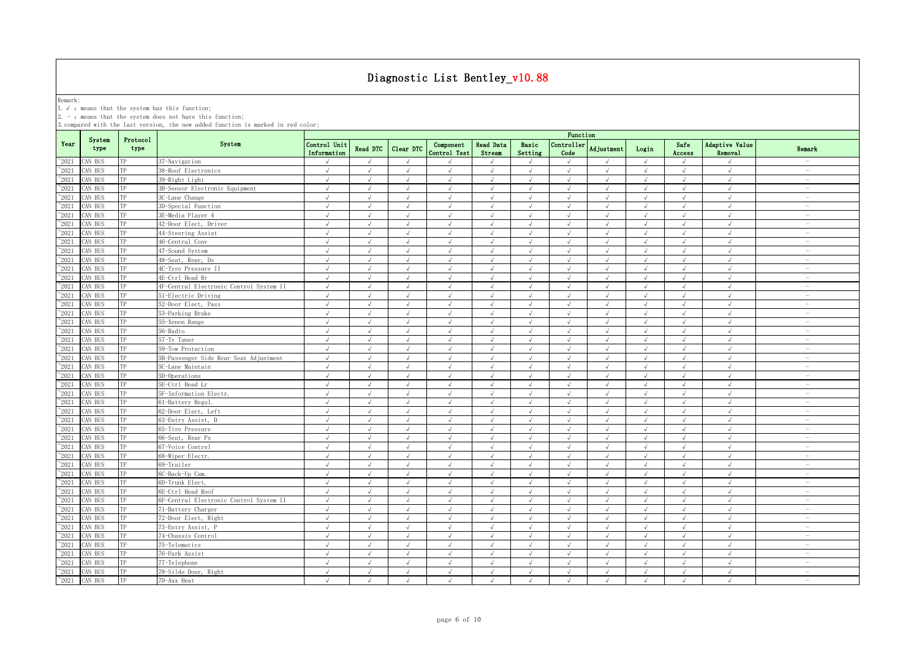# Diagnostic List Bentley_v10.88

Remark:
1. √ : means that the system has this function;
2. - : means that the system does not have this function;
3. compared with the last version, the new added function is marked in red color;

| Year | System type | Protocol type | System | Function | | | | | | | | | | | |
|---|---|---|---|---|---|---|---|---|---|---|---|---|---|---|---|
| | | | | Control Unit Information | Read DTC | Clear DTC | Component Control Test | Read Data Stream | Basic Setting | Controller Code | Adjustment | Login | Safe Access | Adaptive Value Removal | Remark |
| ~2021 | CAN BUS | TP | 37-Navigation | √ | √ | √ | √ | √ | √ | √ | √ | √ | √ | √ | - |
| ~2021 | CAN BUS | TP | 38-Roof Electronics | √ | √ | √ | √ | √ | √ | √ | √ | √ | √ | √ | - |
| ~2021 | CAN BUS | TP | 39-Right Light | √ | √ | √ | √ | √ | √ | √ | √ | √ | √ | √ | - |
| ~2021 | CAN BUS | TP | 3B-Sensor Electronic Equipment | √ | √ | √ | √ | √ | √ | √ | √ | √ | √ | √ | - |
| ~2021 | CAN BUS | TP | 3C-Lane Change | √ | √ | √ | √ | √ | √ | √ | √ | √ | √ | √ | - |
| ~2021 | CAN BUS | TP | 3D-Special Function | √ | √ | √ | √ | √ | √ | √ | √ | √ | √ | √ | - |
| ~2021 | CAN BUS | TP | 3E-Media Player 4 | √ | √ | √ | √ | √ | √ | √ | √ | √ | √ | √ | - |
| ~2021 | CAN BUS | TP | 42-Door Elect, Driver | √ | √ | √ | √ | √ | √ | √ | √ | √ | √ | √ | - |
| ~2021 | CAN BUS | TP | 44-Steering Assist | √ | √ | √ | √ | √ | √ | √ | √ | √ | √ | √ | - |
| ~2021 | CAN BUS | TP | 46-Central Conv | √ | √ | √ | √ | √ | √ | √ | √ | √ | √ | √ | - |
| ~2021 | CAN BUS | TP | 47-Sound System | √ | √ | √ | √ | √ | √ | √ | √ | √ | √ | √ | - |
| ~2021 | CAN BUS | TP | 48-Seat, Rear, Ds | √ | √ | √ | √ | √ | √ | √ | √ | √ | √ | √ | - |
| ~2021 | CAN BUS | TP | 4C-Tyre Pressure II | √ | √ | √ | √ | √ | √ | √ | √ | √ | √ | √ | - |
| ~2021 | CAN BUS | TP | 4E-Ctrl Head Rr | √ | √ | √ | √ | √ | √ | √ | √ | √ | √ | √ | - |
| ~2021 | CAN BUS | TP | 4F-Central Electronic Control System II | √ | √ | √ | √ | √ | √ | √ | √ | √ | √ | √ | - |
| ~2021 | CAN BUS | TP | 51-Electric Driving | √ | √ | √ | √ | √ | √ | √ | √ | √ | √ | √ | - |
| ~2021 | CAN BUS | TP | 52-Door Elect, Pass | √ | √ | √ | √ | √ | √ | √ | √ | √ | √ | √ | - |
| ~2021 | CAN BUS | TP | 53-Parking Brake | √ | √ | √ | √ | √ | √ | √ | √ | √ | √ | √ | - |
| ~2021 | CAN BUS | TP | 55-Xenon Range | √ | √ | √ | √ | √ | √ | √ | √ | √ | √ | √ | - |
| ~2021 | CAN BUS | TP | 56-Radio | √ | √ | √ | √ | √ | √ | √ | √ | √ | √ | √ | - |
| ~2021 | CAN BUS | TP | 57-Tv Tuner | √ | √ | √ | √ | √ | √ | √ | √ | √ | √ | √ | - |
| ~2021 | CAN BUS | TP | 59-Tow Protection | √ | √ | √ | √ | √ | √ | √ | √ | √ | √ | √ | - |
| ~2021 | CAN BUS | TP | 5B-Passenger Side Rear Seat Adjustment | √ | √ | √ | √ | √ | √ | √ | √ | √ | √ | √ | - |
| ~2021 | CAN BUS | TP | 5C-Lane Maintain | √ | √ | √ | √ | √ | √ | √ | √ | √ | √ | √ | - |
| ~2021 | CAN BUS | TP | 5D-Operations | √ | √ | √ | √ | √ | √ | √ | √ | √ | √ | √ | - |
| ~2021 | CAN BUS | TP | 5E-Ctrl Head Lr | √ | √ | √ | √ | √ | √ | √ | √ | √ | √ | √ | - |
| ~2021 | CAN BUS | TP | 5F-Information Electr. | √ | √ | √ | √ | √ | √ | √ | √ | √ | √ | √ | - |
| ~2021 | CAN BUS | TP | 61-Battery Regul. | √ | √ | √ | √ | √ | √ | √ | √ | √ | √ | √ | - |
| ~2021 | CAN BUS | TP | 62-Door Elect, Left | √ | √ | √ | √ | √ | √ | √ | √ | √ | √ | √ | - |
| ~2021 | CAN BUS | TP | 63-Entry Assist, D | √ | √ | √ | √ | √ | √ | √ | √ | √ | √ | √ | - |
| ~2021 | CAN BUS | TP | 65-Tire Pressure | √ | √ | √ | √ | √ | √ | √ | √ | √ | √ | √ | - |
| ~2021 | CAN BUS | TP | 66-Seat, Rear Ps | √ | √ | √ | √ | √ | √ | √ | √ | √ | √ | √ | - |
| ~2021 | CAN BUS | TP | 67-Voice Control | √ | √ | √ | √ | √ | √ | √ | √ | √ | √ | √ | - |
| ~2021 | CAN BUS | TP | 68-Wiper Electr. | √ | √ | √ | √ | √ | √ | √ | √ | √ | √ | √ | - |
| ~2021 | CAN BUS | TP | 69-Trailer | √ | √ | √ | √ | √ | √ | √ | √ | √ | √ | √ | - |
| ~2021 | CAN BUS | TP | 6C-Back-Up Cam. | √ | √ | √ | √ | √ | √ | √ | √ | √ | √ | √ | - |
| ~2021 | CAN BUS | TP | 6D-Trunk Elect. | √ | √ | √ | √ | √ | √ | √ | √ | √ | √ | √ | - |
| ~2021 | CAN BUS | TP | 6E-Ctrl Head Roof | √ | √ | √ | √ | √ | √ | √ | √ | √ | √ | √ | - |
| ~2021 | CAN BUS | TP | 6F-Central Electronic Control System II | √ | √ | √ | √ | √ | √ | √ | √ | √ | √ | √ | - |
| ~2021 | CAN BUS | TP | 71-Battery Charger | √ | √ | √ | √ | √ | √ | √ | √ | √ | √ | √ | - |
| ~2021 | CAN BUS | TP | 72-Door Elect, Right | √ | √ | √ | √ | √ | √ | √ | √ | √ | √ | √ | - |
| ~2021 | CAN BUS | TP | 73-Entry Assist, P | √ | √ | √ | √ | √ | √ | √ | √ | √ | √ | √ | - |
| ~2021 | CAN BUS | TP | 74-Chassis Control | √ | √ | √ | √ | √ | √ | √ | √ | √ | √ | √ | - |
| ~2021 | CAN BUS | TP | 75-Telematics | √ | √ | √ | √ | √ | √ | √ | √ | √ | √ | √ | - |
| ~2021 | CAN BUS | TP | 76-Park Assist | √ | √ | √ | √ | √ | √ | √ | √ | √ | √ | √ | - |
| ~2021 | CAN BUS | TP | 77-Telephone | √ | √ | √ | √ | √ | √ | √ | √ | √ | √ | √ | - |
| ~2021 | CAN BUS | TP | 78-Silde Door, Right | √ | √ | √ | √ | √ | √ | √ | √ | √ | √ | √ | - |
| ~2021 | CAN BUS | TP | 7D-Aux Heat | √ | √ | √ | √ | √ | √ | √ | √ | √ | √ | √ | - |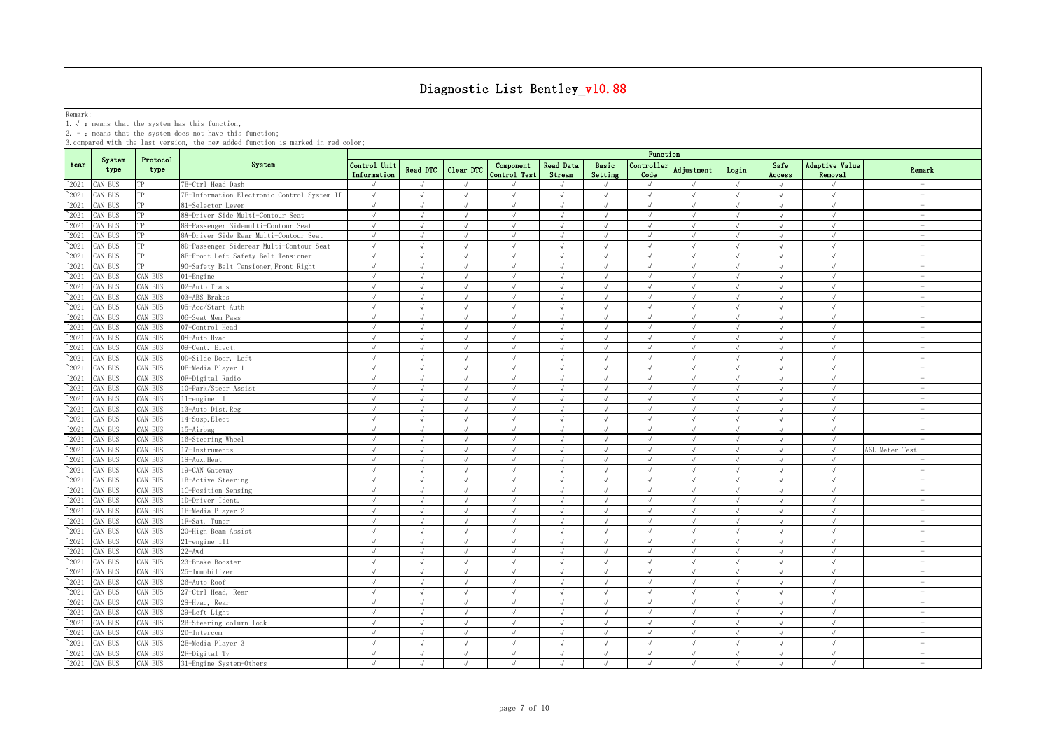# Diagnostic List Bentley_v10.88

Remark:
1. √ : means that the system has this function;
2. - : means that the system does not have this function;
3. compared with the last version, the new added function is marked in red color;

| Year | System type | Protocol type | System | Function | | | | | | | | | | | |
|---|---|---|---|---|---|---|---|---|---|---|---|---|---|---|---|
| | | | | Control Unit Information | Read DTC | Clear DTC | Component Control Test | Read Data Stream | Basic Setting | Controller Code | Adjustment | Login | Safe Access | Adaptive Value Removal | Remark |
| ~2021 | CAN BUS | TP | 7E-Ctrl Head Dash | √ | √ | √ | √ | √ | √ | √ | √ | √ | √ | √ | - |
| ~2021 | CAN BUS | TP | 7F-Information Electronic Control System II | √ | √ | √ | √ | √ | √ | √ | √ | √ | √ | √ | - |
| ~2021 | CAN BUS | TP | 81-Selector Lever | √ | √ | √ | √ | √ | √ | √ | √ | √ | √ | √ | - |
| ~2021 | CAN BUS | TP | 88-Driver Side Multi-Contour Seat | √ | √ | √ | √ | √ | √ | √ | √ | √ | √ | √ | - |
| ~2021 | CAN BUS | TP | 89-Passenger Sidemulti-Contour Seat | √ | √ | √ | √ | √ | √ | √ | √ | √ | √ | √ | - |
| ~2021 | CAN BUS | TP | 8A-Driver Side Rear Multi-Contour Seat | √ | √ | √ | √ | √ | √ | √ | √ | √ | √ | √ | - |
| ~2021 | CAN BUS | TP | 8D-Passenger Siderear Multi-Contour Seat | √ | √ | √ | √ | √ | √ | √ | √ | √ | √ | √ | - |
| ~2021 | CAN BUS | TP | 8F-Front Left Safety Belt Tensioner | √ | √ | √ | √ | √ | √ | √ | √ | √ | √ | √ | - |
| ~2021 | CAN BUS | TP | 90-Safety Belt Tensioner,Front Right | √ | √ | √ | √ | √ | √ | √ | √ | √ | √ | √ | - |
| ~2021 | CAN BUS | CAN BUS | 01-Engine | √ | √ | √ | √ | √ | √ | √ | √ | √ | √ | √ | - |
| ~2021 | CAN BUS | CAN BUS | 02-Auto Trans | √ | √ | √ | √ | √ | √ | √ | √ | √ | √ | √ | - |
| ~2021 | CAN BUS | CAN BUS | 03-ABS Brakes | √ | √ | √ | √ | √ | √ | √ | √ | √ | √ | √ | - |
| ~2021 | CAN BUS | CAN BUS | 05-Acc/Start Auth | √ | √ | √ | √ | √ | √ | √ | √ | √ | √ | √ | - |
| ~2021 | CAN BUS | CAN BUS | 06-Seat Mem Pass | √ | √ | √ | √ | √ | √ | √ | √ | √ | √ | √ | - |
| ~2021 | CAN BUS | CAN BUS | 07-Control Head | √ | √ | √ | √ | √ | √ | √ | √ | √ | √ | √ | - |
| ~2021 | CAN BUS | CAN BUS | 08-Auto Hvac | √ | √ | √ | √ | √ | √ | √ | √ | √ | √ | √ | - |
| ~2021 | CAN BUS | CAN BUS | 09-Cent. Elect. | √ | √ | √ | √ | √ | √ | √ | √ | √ | √ | √ | - |
| ~2021 | CAN BUS | CAN BUS | 0D-Silde Door, Left | √ | √ | √ | √ | √ | √ | √ | √ | √ | √ | √ | - |
| ~2021 | CAN BUS | CAN BUS | 0E-Media Player 1 | √ | √ | √ | √ | √ | √ | √ | √ | √ | √ | √ | - |
| ~2021 | CAN BUS | CAN BUS | 0F-Digital Radio | √ | √ | √ | √ | √ | √ | √ | √ | √ | √ | √ | - |
| ~2021 | CAN BUS | CAN BUS | 10-Park/Steer Assist | √ | √ | √ | √ | √ | √ | √ | √ | √ | √ | √ | - |
| ~2021 | CAN BUS | CAN BUS | 11-engine II | √ | √ | √ | √ | √ | √ | √ | √ | √ | √ | √ | - |
| ~2021 | CAN BUS | CAN BUS | 13-Auto Dist.Reg | √ | √ | √ | √ | √ | √ | √ | √ | √ | √ | √ | - |
| ~2021 | CAN BUS | CAN BUS | 14-Susp.Elect | √ | √ | √ | √ | √ | √ | √ | √ | √ | √ | √ | - |
| ~2021 | CAN BUS | CAN BUS | 15-Airbag | √ | √ | √ | √ | √ | √ | √ | √ | √ | √ | √ | - |
| ~2021 | CAN BUS | CAN BUS | 16-Steering Wheel | √ | √ | √ | √ | √ | √ | √ | √ | √ | √ | √ | - |
| ~2021 | CAN BUS | CAN BUS | 17-Instruments | √ | √ | √ | √ | √ | √ | √ | √ | √ | √ | √ | A6L Meter Test |
| ~2021 | CAN BUS | CAN BUS | 18-Aux.Heat | √ | √ | √ | √ | √ | √ | √ | √ | √ | √ | √ | - |
| ~2021 | CAN BUS | CAN BUS | 19-CAN Gateway | √ | √ | √ | √ | √ | √ | √ | √ | √ | √ | √ | - |
| ~2021 | CAN BUS | CAN BUS | 1B-Active Steering | √ | √ | √ | √ | √ | √ | √ | √ | √ | √ | √ | - |
| ~2021 | CAN BUS | CAN BUS | 1C-Position Sensing | √ | √ | √ | √ | √ | √ | √ | √ | √ | √ | √ | - |
| ~2021 | CAN BUS | CAN BUS | 1D-Driver Ident. | √ | √ | √ | √ | √ | √ | √ | √ | √ | √ | √ | - |
| ~2021 | CAN BUS | CAN BUS | 1E-Media Player 2 | √ | √ | √ | √ | √ | √ | √ | √ | √ | √ | √ | - |
| ~2021 | CAN BUS | CAN BUS | 1F-Sat. Tuner | √ | √ | √ | √ | √ | √ | √ | √ | √ | √ | √ | - |
| ~2021 | CAN BUS | CAN BUS | 20-High Beam Assist | √ | √ | √ | √ | √ | √ | √ | √ | √ | √ | √ | - |
| ~2021 | CAN BUS | CAN BUS | 21-engine III | √ | √ | √ | √ | √ | √ | √ | √ | √ | √ | √ | - |
| ~2021 | CAN BUS | CAN BUS | 22-Awd | √ | √ | √ | √ | √ | √ | √ | √ | √ | √ | √ | - |
| ~2021 | CAN BUS | CAN BUS | 23-Brake Booster | √ | √ | √ | √ | √ | √ | √ | √ | √ | √ | √ | - |
| ~2021 | CAN BUS | CAN BUS | 25-Immobilizer | √ | √ | √ | √ | √ | √ | √ | √ | √ | √ | √ | - |
| ~2021 | CAN BUS | CAN BUS | 26-Auto Roof | √ | √ | √ | √ | √ | √ | √ | √ | √ | √ | √ | - |
| ~2021 | CAN BUS | CAN BUS | 27-Ctrl Head, Rear | √ | √ | √ | √ | √ | √ | √ | √ | √ | √ | √ | - |
| ~2021 | CAN BUS | CAN BUS | 28-Hvac, Rear | √ | √ | √ | √ | √ | √ | √ | √ | √ | √ | √ | - |
| ~2021 | CAN BUS | CAN BUS | 29-Left Light | √ | √ | √ | √ | √ | √ | √ | √ | √ | √ | √ | - |
| ~2021 | CAN BUS | CAN BUS | 2B-Steering column lock | √ | √ | √ | √ | √ | √ | √ | √ | √ | √ | √ | - |
| ~2021 | CAN BUS | CAN BUS | 2D-Intercom | √ | √ | √ | √ | √ | √ | √ | √ | √ | √ | √ | - |
| ~2021 | CAN BUS | CAN BUS | 2E-Media Player 3 | √ | √ | √ | √ | √ | √ | √ | √ | √ | √ | √ | - |
| ~2021 | CAN BUS | CAN BUS | 2F-Digital Tv | √ | √ | √ | √ | √ | √ | √ | √ | √ | √ | √ | - |
| ~2021 | CAN BUS | CAN BUS | 31-Engine System-Others | √ | √ | √ | √ | √ | √ | √ | √ | √ | √ | √ | - |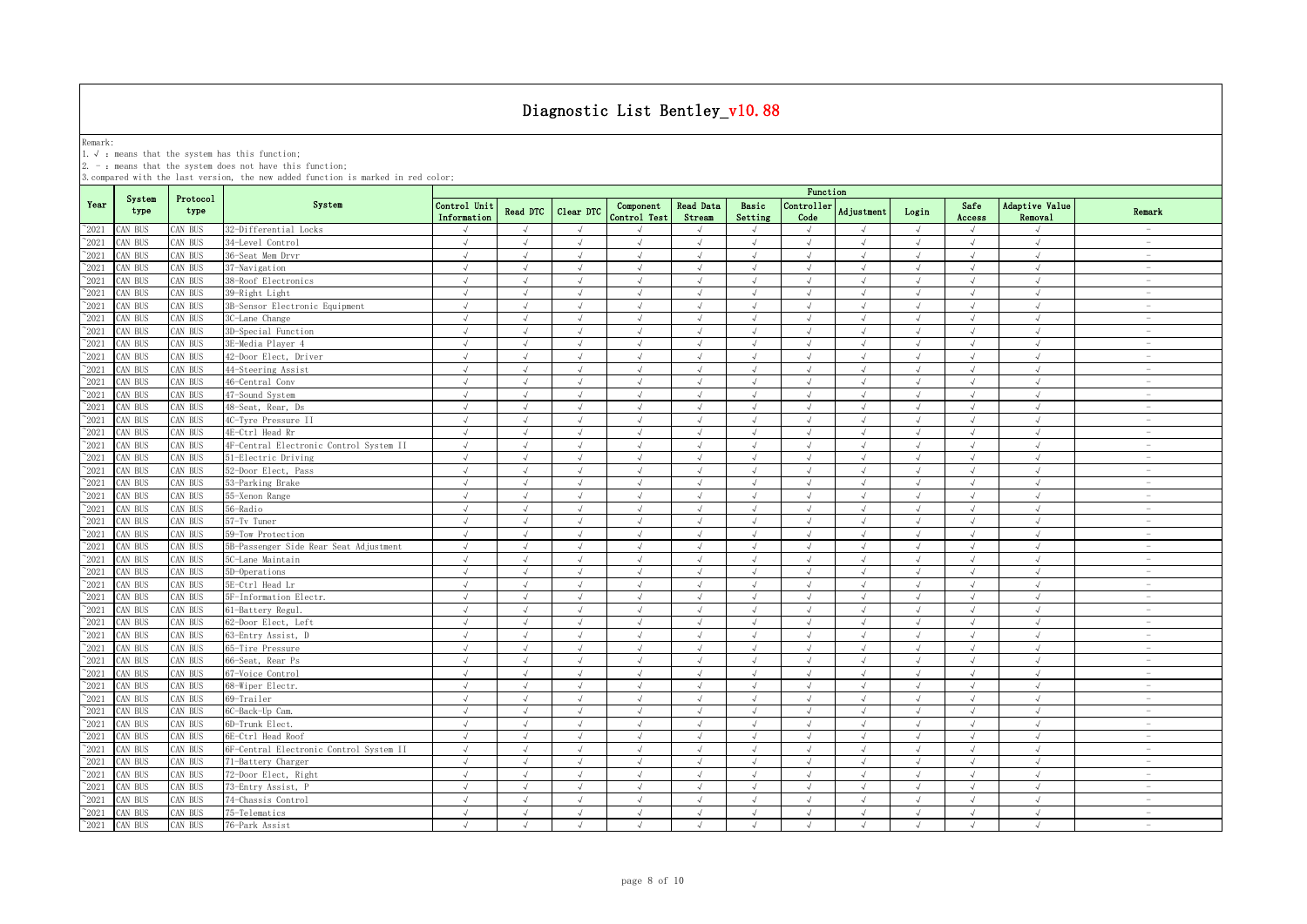# Diagnostic List Bentley_v10.88

Remark:
1. √ : means that the system has this function;
2. - : means that the system does not have this function;
3. compared with the last version, the new added function is marked in red color;

| Year | System type | Protocol type | System | Function | | | | | | | | | | | |
|---|---|---|---|---|---|---|---|---|---|---|---|---|---|---|---|
| | | | | Control Unit Information | Read DTC | Clear DTC | Component Control Test | Read Data Stream | Basic Setting | Controller Code | Adjustment | Login | Safe Access | Adaptive Value Removal | Remark |
| ~2021 | CAN BUS | CAN BUS | 32-Differential Locks | √ | √ | √ | √ | √ | √ | √ | √ | √ | √ | √ | - |
| ~2021 | CAN BUS | CAN BUS | 34-Level Control | √ | √ | √ | √ | √ | √ | √ | √ | √ | √ | √ | - |
| ~2021 | CAN BUS | CAN BUS | 36-Seat Mem Drvr | √ | √ | √ | √ | √ | √ | √ | √ | √ | √ | √ | - |
| ~2021 | CAN BUS | CAN BUS | 37-Navigation | √ | √ | √ | √ | √ | √ | √ | √ | √ | √ | √ | - |
| ~2021 | CAN BUS | CAN BUS | 38-Roof Electronics | √ | √ | √ | √ | √ | √ | √ | √ | √ | √ | √ | - |
| ~2021 | CAN BUS | CAN BUS | 39-Right Light | √ | √ | √ | √ | √ | √ | √ | √ | √ | √ | √ | - |
| ~2021 | CAN BUS | CAN BUS | 3B-Sensor Electronic Equipment | √ | √ | √ | √ | √ | √ | √ | √ | √ | √ | √ | - |
| ~2021 | CAN BUS | CAN BUS | 3C-Lane Change | √ | √ | √ | √ | √ | √ | √ | √ | √ | √ | √ | - |
| ~2021 | CAN BUS | CAN BUS | 3D-Special Function | √ | √ | √ | √ | √ | √ | √ | √ | √ | √ | √ | - |
| ~2021 | CAN BUS | CAN BUS | 3E-Media Player 4 | √ | √ | √ | √ | √ | √ | √ | √ | √ | √ | √ | - |
| ~2021 | CAN BUS | CAN BUS | 42-Door Elect, Driver | √ | √ | √ | √ | √ | √ | √ | √ | √ | √ | √ | - |
| ~2021 | CAN BUS | CAN BUS | 44-Steering Assist | √ | √ | √ | √ | √ | √ | √ | √ | √ | √ | √ | - |
| ~2021 | CAN BUS | CAN BUS | 46-Central Conv | √ | √ | √ | √ | √ | √ | √ | √ | √ | √ | √ | - |
| ~2021 | CAN BUS | CAN BUS | 47-Sound System | √ | √ | √ | √ | √ | √ | √ | √ | √ | √ | √ | - |
| ~2021 | CAN BUS | CAN BUS | 48-Seat, Rear, Ds | √ | √ | √ | √ | √ | √ | √ | √ | √ | √ | √ | - |
| ~2021 | CAN BUS | CAN BUS | 4C-Tyre Pressure II | √ | √ | √ | √ | √ | √ | √ | √ | √ | √ | √ | - |
| ~2021 | CAN BUS | CAN BUS | 4E-Ctrl Head Rr | √ | √ | √ | √ | √ | √ | √ | √ | √ | √ | √ | - |
| ~2021 | CAN BUS | CAN BUS | 4F-Central Electronic Control System II | √ | √ | √ | √ | √ | √ | √ | √ | √ | √ | √ | - |
| ~2021 | CAN BUS | CAN BUS | 51-Electric Driving | √ | √ | √ | √ | √ | √ | √ | √ | √ | √ | √ | - |
| ~2021 | CAN BUS | CAN BUS | 52-Door Elect, Pass | √ | √ | √ | √ | √ | √ | √ | √ | √ | √ | √ | - |
| ~2021 | CAN BUS | CAN BUS | 53-Parking Brake | √ | √ | √ | √ | √ | √ | √ | √ | √ | √ | √ | - |
| ~2021 | CAN BUS | CAN BUS | 55-Xenon Range | √ | √ | √ | √ | √ | √ | √ | √ | √ | √ | √ | - |
| ~2021 | CAN BUS | CAN BUS | 56-Radio | √ | √ | √ | √ | √ | √ | √ | √ | √ | √ | √ | - |
| ~2021 | CAN BUS | CAN BUS | 57-Tv Tuner | √ | √ | √ | √ | √ | √ | √ | √ | √ | √ | √ | - |
| ~2021 | CAN BUS | CAN BUS | 59-Tow Protection | √ | √ | √ | √ | √ | √ | √ | √ | √ | √ | √ | - |
| ~2021 | CAN BUS | CAN BUS | 5B-Passenger Side Rear Seat Adjustment | √ | √ | √ | √ | √ | √ | √ | √ | √ | √ | √ | - |
| ~2021 | CAN BUS | CAN BUS | 5C-Lane Maintain | √ | √ | √ | √ | √ | √ | √ | √ | √ | √ | √ | - |
| ~2021 | CAN BUS | CAN BUS | 5D-Operations | √ | √ | √ | √ | √ | √ | √ | √ | √ | √ | √ | - |
| ~2021 | CAN BUS | CAN BUS | 5E-Ctrl Head Lr | √ | √ | √ | √ | √ | √ | √ | √ | √ | √ | √ | - |
| ~2021 | CAN BUS | CAN BUS | 5F-Information Electr. | √ | √ | √ | √ | √ | √ | √ | √ | √ | √ | √ | - |
| ~2021 | CAN BUS | CAN BUS | 61-Battery Regul. | √ | √ | √ | √ | √ | √ | √ | √ | √ | √ | √ | - |
| ~2021 | CAN BUS | CAN BUS | 62-Door Elect, Left | √ | √ | √ | √ | √ | √ | √ | √ | √ | √ | √ | - |
| ~2021 | CAN BUS | CAN BUS | 63-Entry Assist, D | √ | √ | √ | √ | √ | √ | √ | √ | √ | √ | √ | - |
| ~2021 | CAN BUS | CAN BUS | 65-Tire Pressure | √ | √ | √ | √ | √ | √ | √ | √ | √ | √ | √ | - |
| ~2021 | CAN BUS | CAN BUS | 66-Seat, Rear Ps | √ | √ | √ | √ | √ | √ | √ | √ | √ | √ | √ | - |
| ~2021 | CAN BUS | CAN BUS | 67-Voice Control | √ | √ | √ | √ | √ | √ | √ | √ | √ | √ | √ | - |
| ~2021 | CAN BUS | CAN BUS | 68-Wiper Electr. | √ | √ | √ | √ | √ | √ | √ | √ | √ | √ | √ | - |
| ~2021 | CAN BUS | CAN BUS | 69-Trailer | √ | √ | √ | √ | √ | √ | √ | √ | √ | √ | √ | - |
| ~2021 | CAN BUS | CAN BUS | 6C-Back-Up Cam. | √ | √ | √ | √ | √ | √ | √ | √ | √ | √ | √ | - |
| ~2021 | CAN BUS | CAN BUS | 6D-Trunk Elect. | √ | √ | √ | √ | √ | √ | √ | √ | √ | √ | √ | - |
| ~2021 | CAN BUS | CAN BUS | 6E-Ctrl Head Roof | √ | √ | √ | √ | √ | √ | √ | √ | √ | √ | √ | - |
| ~2021 | CAN BUS | CAN BUS | 6F-Central Electronic Control System II | √ | √ | √ | √ | √ | √ | √ | √ | √ | √ | √ | - |
| ~2021 | CAN BUS | CAN BUS | 71-Battery Charger | √ | √ | √ | √ | √ | √ | √ | √ | √ | √ | √ | - |
| ~2021 | CAN BUS | CAN BUS | 72-Door Elect, Right | √ | √ | √ | √ | √ | √ | √ | √ | √ | √ | √ | - |
| ~2021 | CAN BUS | CAN BUS | 73-Entry Assist, P | √ | √ | √ | √ | √ | √ | √ | √ | √ | √ | √ | - |
| ~2021 | CAN BUS | CAN BUS | 74-Chassis Control | √ | √ | √ | √ | √ | √ | √ | √ | √ | √ | √ | - |
| ~2021 | CAN BUS | CAN BUS | 75-Telematics | √ | √ | √ | √ | √ | √ | √ | √ | √ | √ | √ | - |
| ~2021 | CAN BUS | CAN BUS | 76-Park Assist | √ | √ | √ | √ | √ | √ | √ | √ | √ | √ | √ | - |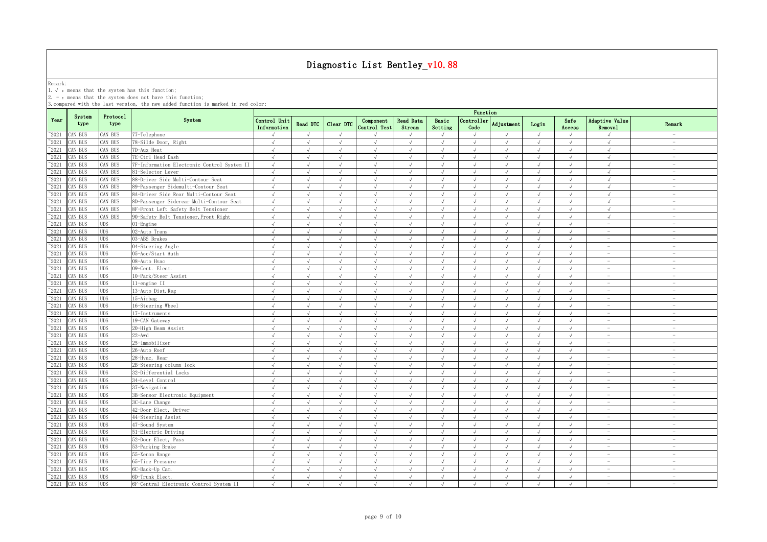# Diagnostic List Bentley_v10.88

Remark:
1. √ : means that the system has this function;
2. - : means that the system does not have this function;
3. compared with the last version, the new added function is marked in red color;

| Year | System type | Protocol type | System | Function | | | | | | | | | | | |
|---|---|---|---|---|---|---|---|---|---|---|---|---|---|---|---|
| | | | | Control Unit Information | Read DTC | Clear DTC | Component Control Test | Read Data Stream | Basic Setting | Controller Code | Adjustment | Login | Safe Access | Adaptive Value Removal | Remark |
| ~2021 | CAN BUS | CAN BUS | 77-Telephone | √ | √ | √ | √ | √ | √ | √ | √ | √ | √ | √ | - |
| ~2021 | CAN BUS | CAN BUS | 78-Silde Door, Right | √ | √ | √ | √ | √ | √ | √ | √ | √ | √ | √ | - |
| ~2021 | CAN BUS | CAN BUS | 7D-Aux Heat | √ | √ | √ | √ | √ | √ | √ | √ | √ | √ | √ | - |
| ~2021 | CAN BUS | CAN BUS | 7E-Ctrl Head Dash | √ | √ | √ | √ | √ | √ | √ | √ | √ | √ | √ | - |
| ~2021 | CAN BUS | CAN BUS | 7F-Information Electronic Control System II | √ | √ | √ | √ | √ | √ | √ | √ | √ | √ | √ | - |
| ~2021 | CAN BUS | CAN BUS | 81-Selector Lever | √ | √ | √ | √ | √ | √ | √ | √ | √ | √ | √ | - |
| ~2021 | CAN BUS | CAN BUS | 88-Driver Side Multi-Contour Seat | √ | √ | √ | √ | √ | √ | √ | √ | √ | √ | √ | - |
| ~2021 | CAN BUS | CAN BUS | 89-Passenger Sidemulti-Contour Seat | √ | √ | √ | √ | √ | √ | √ | √ | √ | √ | √ | - |
| ~2021 | CAN BUS | CAN BUS | 8A-Driver Side Rear Multi-Contour Seat | √ | √ | √ | √ | √ | √ | √ | √ | √ | √ | √ | - |
| ~2021 | CAN BUS | CAN BUS | 8D-Passenger Siderear Multi-Contour Seat | √ | √ | √ | √ | √ | √ | √ | √ | √ | √ | √ | - |
| ~2021 | CAN BUS | CAN BUS | 8F-Front Left Safety Belt Tensioner | √ | √ | √ | √ | √ | √ | √ | √ | √ | √ | √ | - |
| ~2021 | CAN BUS | CAN BUS | 90-Safety Belt Tensioner,Front Right | √ | √ | √ | √ | √ | √ | √ | √ | √ | √ | √ | - |
| ~2021 | CAN BUS | UDS | 01-Engine | √ | √ | √ | √ | √ | √ | √ | √ | √ | √ | - | - |
| ~2021 | CAN BUS | UDS | 02-Auto Trans | √ | √ | √ | √ | √ | √ | √ | √ | √ | √ | - | - |
| ~2021 | CAN BUS | UDS | 03-ABS Brakes | √ | √ | √ | √ | √ | √ | √ | √ | √ | √ | - | - |
| ~2021 | CAN BUS | UDS | 04-Steering Angle | √ | √ | √ | √ | √ | √ | √ | √ | √ | √ | - | - |
| ~2021 | CAN BUS | UDS | 05-Acc/Start Auth | √ | √ | √ | √ | √ | √ | √ | √ | √ | √ | - | - |
| ~2021 | CAN BUS | UDS | 08-Auto Hvac | √ | √ | √ | √ | √ | √ | √ | √ | √ | √ | - | - |
| ~2021 | CAN BUS | UDS | 09-Cent. Elect. | √ | √ | √ | √ | √ | √ | √ | √ | √ | √ | - | - |
| ~2021 | CAN BUS | UDS | 10-Park/Steer Assist | √ | √ | √ | √ | √ | √ | √ | √ | √ | √ | - | - |
| ~2021 | CAN BUS | UDS | 11-engine II | √ | √ | √ | √ | √ | √ | √ | √ | √ | √ | - | - |
| ~2021 | CAN BUS | UDS | 13-Auto Dist.Reg | √ | √ | √ | √ | √ | √ | √ | √ | √ | √ | - | - |
| ~2021 | CAN BUS | UDS | 15-Airbag | √ | √ | √ | √ | √ | √ | √ | √ | √ | √ | - | - |
| ~2021 | CAN BUS | UDS | 16-Steering Wheel | √ | √ | √ | √ | √ | √ | √ | √ | √ | √ | - | - |
| ~2021 | CAN BUS | UDS | 17-Instruments | √ | √ | √ | √ | √ | √ | √ | √ | √ | √ | - | - |
| ~2021 | CAN BUS | UDS | 19-CAN Gateway | √ | √ | √ | √ | √ | √ | √ | √ | √ | √ | - | - |
| ~2021 | CAN BUS | UDS | 20-High Beam Assist | √ | √ | √ | √ | √ | √ | √ | √ | √ | √ | - | - |
| ~2021 | CAN BUS | UDS | 22-Awd | √ | √ | √ | √ | √ | √ | √ | √ | √ | √ | - | - |
| ~2021 | CAN BUS | UDS | 25-Immobilizer | √ | √ | √ | √ | √ | √ | √ | √ | √ | √ | - | - |
| ~2021 | CAN BUS | UDS | 26-Auto Roof | √ | √ | √ | √ | √ | √ | √ | √ | √ | √ | - | - |
| ~2021 | CAN BUS | UDS | 28-Hvac, Rear | √ | √ | √ | √ | √ | √ | √ | √ | √ | √ | - | - |
| ~2021 | CAN BUS | UDS | 2B-Steering column lock | √ | √ | √ | √ | √ | √ | √ | √ | √ | √ | - | - |
| ~2021 | CAN BUS | UDS | 32-Differential Locks | √ | √ | √ | √ | √ | √ | √ | √ | √ | √ | - | - |
| ~2021 | CAN BUS | UDS | 34-Level Control | √ | √ | √ | √ | √ | √ | √ | √ | √ | √ | - | - |
| ~2021 | CAN BUS | UDS | 37-Navigation | √ | √ | √ | √ | √ | √ | √ | √ | √ | √ | - | - |
| ~2021 | CAN BUS | UDS | 3B-Sensor Electronic Equipment | √ | √ | √ | √ | √ | √ | √ | √ | √ | √ | - | - |
| ~2021 | CAN BUS | UDS | 3C-Lane Change | √ | √ | √ | √ | √ | √ | √ | √ | √ | √ | - | - |
| ~2021 | CAN BUS | UDS | 42-Door Elect, Driver | √ | √ | √ | √ | √ | √ | √ | √ | √ | √ | - | - |
| ~2021 | CAN BUS | UDS | 44-Steering Assist | √ | √ | √ | √ | √ | √ | √ | √ | √ | √ | - | - |
| ~2021 | CAN BUS | UDS | 47-Sound System | √ | √ | √ | √ | √ | √ | √ | √ | √ | √ | - | - |
| ~2021 | CAN BUS | UDS | 51-Electric Driving | √ | √ | √ | √ | √ | √ | √ | √ | √ | √ | - | - |
| ~2021 | CAN BUS | UDS | 52-Door Elect, Pass | √ | √ | √ | √ | √ | √ | √ | √ | √ | √ | - | - |
| ~2021 | CAN BUS | UDS | 53-Parking Brake | √ | √ | √ | √ | √ | √ | √ | √ | √ | √ | - | - |
| ~2021 | CAN BUS | UDS | 55-Xenon Range | √ | √ | √ | √ | √ | √ | √ | √ | √ | √ | - | - |
| ~2021 | CAN BUS | UDS | 65-Tire Pressure | √ | √ | √ | √ | √ | √ | √ | √ | √ | √ | - | - |
| ~2021 | CAN BUS | UDS | 6C-Back-Up Cam. | √ | √ | √ | √ | √ | √ | √ | √ | √ | √ | - | - |
| ~2021 | CAN BUS | UDS | 6D-Trunk Elect. | √ | √ | √ | √ | √ | √ | √ | √ | √ | √ | - | - |
| ~2021 | CAN BUS | UDS | 6F-Central Electronic Control System II | √ | √ | √ | √ | √ | √ | √ | √ | √ | √ | - | - |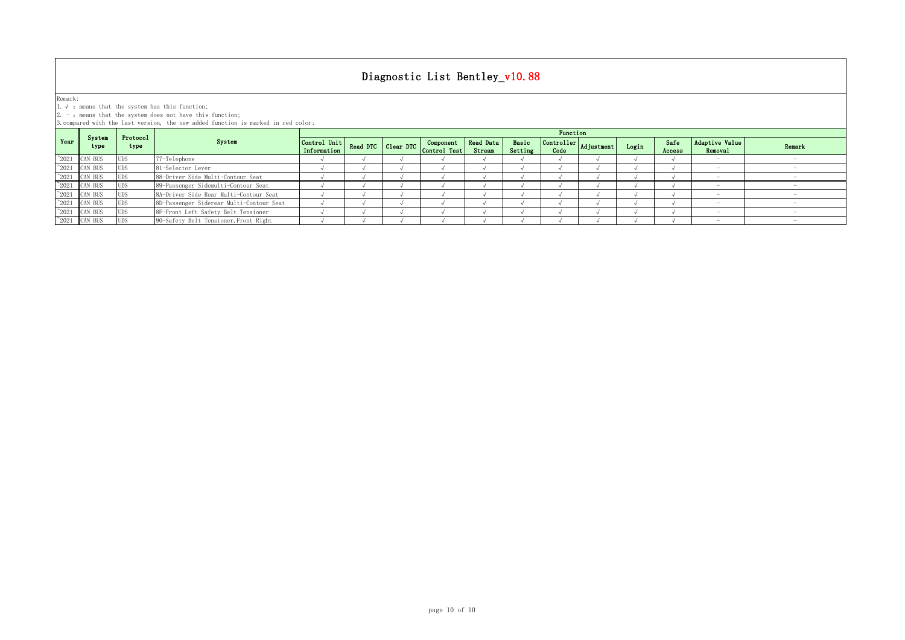# Diagnostic List Bentley_v10.88

Remark:

1. √ : means that the system has this function;
2. － : means that the system does not have this function;
3. compared with the last version, the new added function is marked in red color;

| Year | System type | Protocol type | System | Function | | | | | | | | | | | |
|---|---|---|---|---|---|---|---|---|---|---|---|---|---|---|---|
| | | | | Control Unit Information | Read DTC | Clear DTC | Component Control Test | Read Data Stream | Basic Setting | Controller Code | Adjustment | Login | Safe Access | Adaptive Value Removal | Remark |
| ~2021 | CAN BUS | UDS | 77-Telephone | √ | √ | √ | √ | √ | √ | √ | √ | √ | √ | － | － |
| ~2021 | CAN BUS | UDS | 81-Selector Lever | √ | √ | √ | √ | √ | √ | √ | √ | √ | √ | － | － |
| ~2021 | CAN BUS | UDS | 88-Driver Side Multi-Contour Seat | √ | √ | √ | √ | √ | √ | √ | √ | √ | √ | － | － |
| ~2021 | CAN BUS | UDS | 89-Passenger Sidemulti-Contour Seat | √ | √ | √ | √ | √ | √ | √ | √ | √ | √ | － | － |
| ~2021 | CAN BUS | UDS | 8A-Driver Side Rear Multi-Contour Seat | √ | √ | √ | √ | √ | √ | √ | √ | √ | √ | － | － |
| ~2021 | CAN BUS | UDS | 8D-Passenger Siderear Multi-Contour Seat | √ | √ | √ | √ | √ | √ | √ | √ | √ | √ | － | － |
| ~2021 | CAN BUS | UDS | 8F-Front Left Safety Belt Tensioner | √ | √ | √ | √ | √ | √ | √ | √ | √ | √ | － | － |
| ~2021 | CAN BUS | UDS | 90-Safety Belt Tensioner,Front Right | √ | √ | √ | √ | √ | √ | √ | √ | √ | √ | － | － |